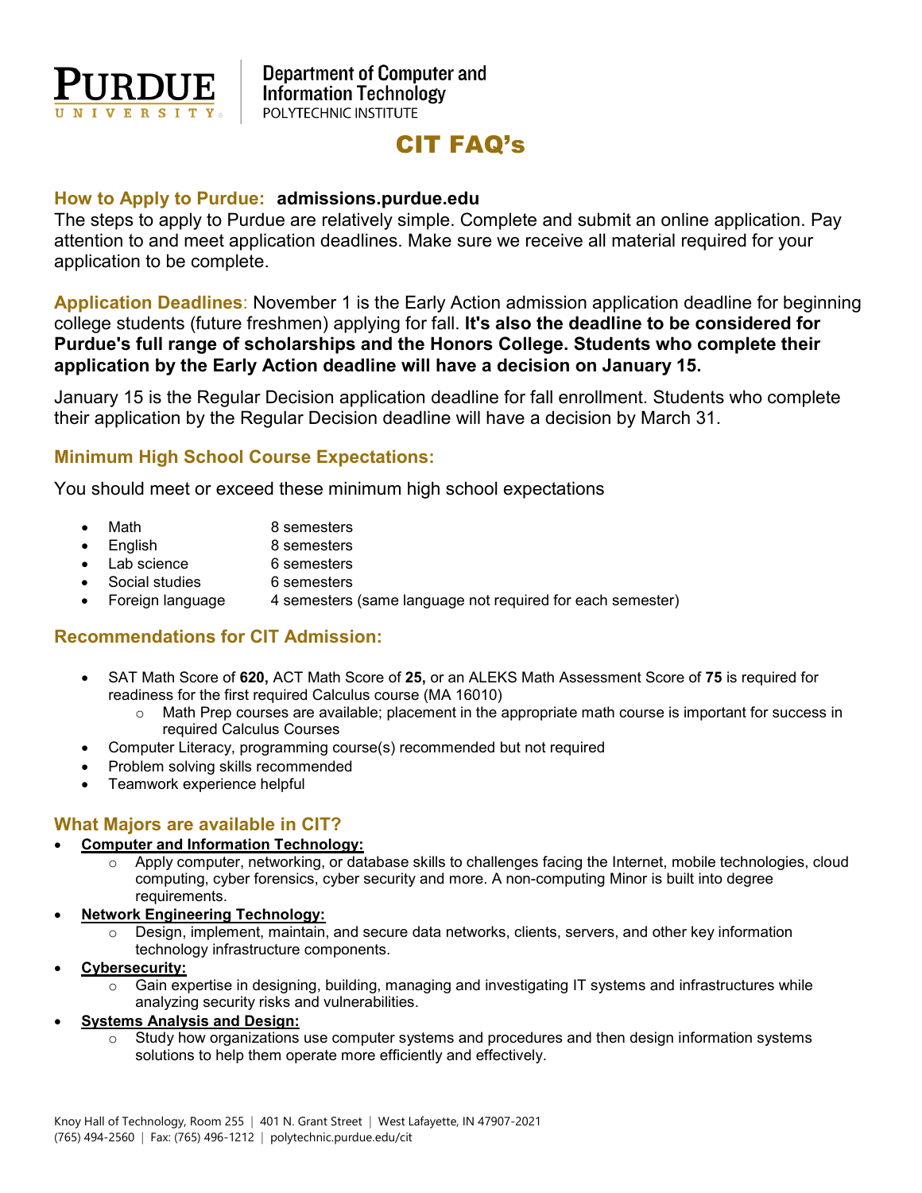**Purdue University** | Department of Computer and Information Technology
POLYTECHNIC INSTITUTE

# CIT FAQ's

## How to Apply to Purdue: admissions.purdue.edu

The steps to apply to Purdue are relatively simple. Complete and submit an online application. Pay attention to and meet application deadlines. Make sure we receive all material required for your application to be complete.

**Application Deadlines**: November 1 is the Early Action admission application deadline for beginning college students (future freshmen) applying for fall. **It's also the deadline to be considered for Purdue's full range of scholarships and the Honors College. Students who complete their application by the Early Action deadline will have a decision on January 15.**

January 15 is the Regular Decision application deadline for fall enrollment. Students who complete their application by the Regular Decision deadline will have a decision by March 31.

## Minimum High School Course Expectations:

You should meet or exceed these minimum high school expectations

- Math 8 semesters
- English 8 semesters
- Lab science 6 semesters
- Social studies 6 semesters
- Foreign language 4 semesters (same language not required for each semester)

## Recommendations for CIT Admission:

- SAT Math Score of **620,** ACT Math Score of **25,** or an ALEKS Math Assessment Score of **75** is required for readiness for the first required Calculus course (MA 16010)
  - Math Prep courses are available; placement in the appropriate math course is important for success in required Calculus Courses
- Computer Literacy, programming course(s) recommended but not required
- Problem solving skills recommended
- Teamwork experience helpful

## What Majors are available in CIT?

- **Computer and Information Technology:**
  - Apply computer, networking, or database skills to challenges facing the Internet, mobile technologies, cloud computing, cyber forensics, cyber security and more. A non-computing Minor is built into degree requirements.
- **Network Engineering Technology:**
  - Design, implement, maintain, and secure data networks, clients, servers, and other key information technology infrastructure components.
- **Cybersecurity:**
  - Gain expertise in designing, building, managing and investigating IT systems and infrastructures while analyzing security risks and vulnerabilities.
- **Systems Analysis and Design:**
  - Study how organizations use computer systems and procedures and then design information systems solutions to help them operate more efficiently and effectively.

Knoy Hall of Technology, Room 255 | 401 N. Grant Street | West Lafayette, IN 47907-2021
(765) 494-2560 | Fax: (765) 496-1212 | polytechnic.purdue.edu/cit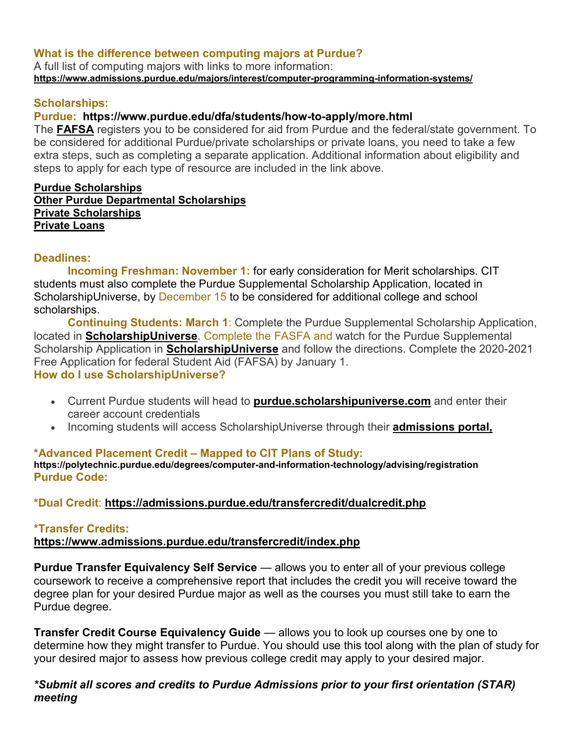### What is the difference between computing majors at Purdue?

A full list of computing majors with links to more information:
**https://www.admissions.purdue.edu/majors/interest/computer-programming-information-systems/**

### Scholarships:

**Purdue: https://www.purdue.edu/dfa/students/how-to-apply/more.html**

The **FAFSA** registers you to be considered for aid from Purdue and the federal/state government. To be considered for additional Purdue/private scholarships or private loans, you need to take a few extra steps, such as completing a separate application. Additional information about eligibility and steps to apply for each type of resource are included in the link above.

**Purdue Scholarships**
**Other Purdue Departmental Scholarships**
**Private Scholarships**
**Private Loans**

### Deadlines:

**Incoming Freshman: November 1:** for early consideration for Merit scholarships. CIT students must also complete the Purdue Supplemental Scholarship Application, located in ScholarshipUniverse, by December 15 to be considered for additional college and school scholarships.

**Continuing Students: March 1**: Complete the Purdue Supplemental Scholarship Application, located in **ScholarshipUniverse**. Complete the FASFA and watch for the Purdue Supplemental Scholarship Application in **ScholarshipUniverse** and follow the directions. Complete the 2020-2021 Free Application for federal Student Aid (FAFSA) by January 1.

### How do I use ScholarshipUniverse?

- Current Purdue students will head to **purdue.scholarshipuniverse.com** and enter their career account credentials
- Incoming students will access ScholarshipUniverse through their **admissions portal,**

### *Advanced Placement Credit – Mapped to CIT Plans of Study:

**https://polytechnic.purdue.edu/degrees/computer-and-information-technology/advising/registration**

**Purdue Code:**

**\*Dual Credit**: **https://admissions.purdue.edu/transfercredit/dualcredit.php**

### *Transfer Credits:

**https://www.admissions.purdue.edu/transfercredit/index.php**

**Purdue Transfer Equivalency Self Service** — allows you to enter all of your previous college coursework to receive a comprehensive report that includes the credit you will receive toward the degree plan for your desired Purdue major as well as the courses you must still take to earn the Purdue degree.

**Transfer Credit Course Equivalency Guide** — allows you to look up courses one by one to determine how they might transfer to Purdue. You should use this tool along with the plan of study for your desired major to assess how previous college credit may apply to your desired major.

***\*Submit all scores and credits to Purdue Admissions prior to your first orientation (STAR) meeting***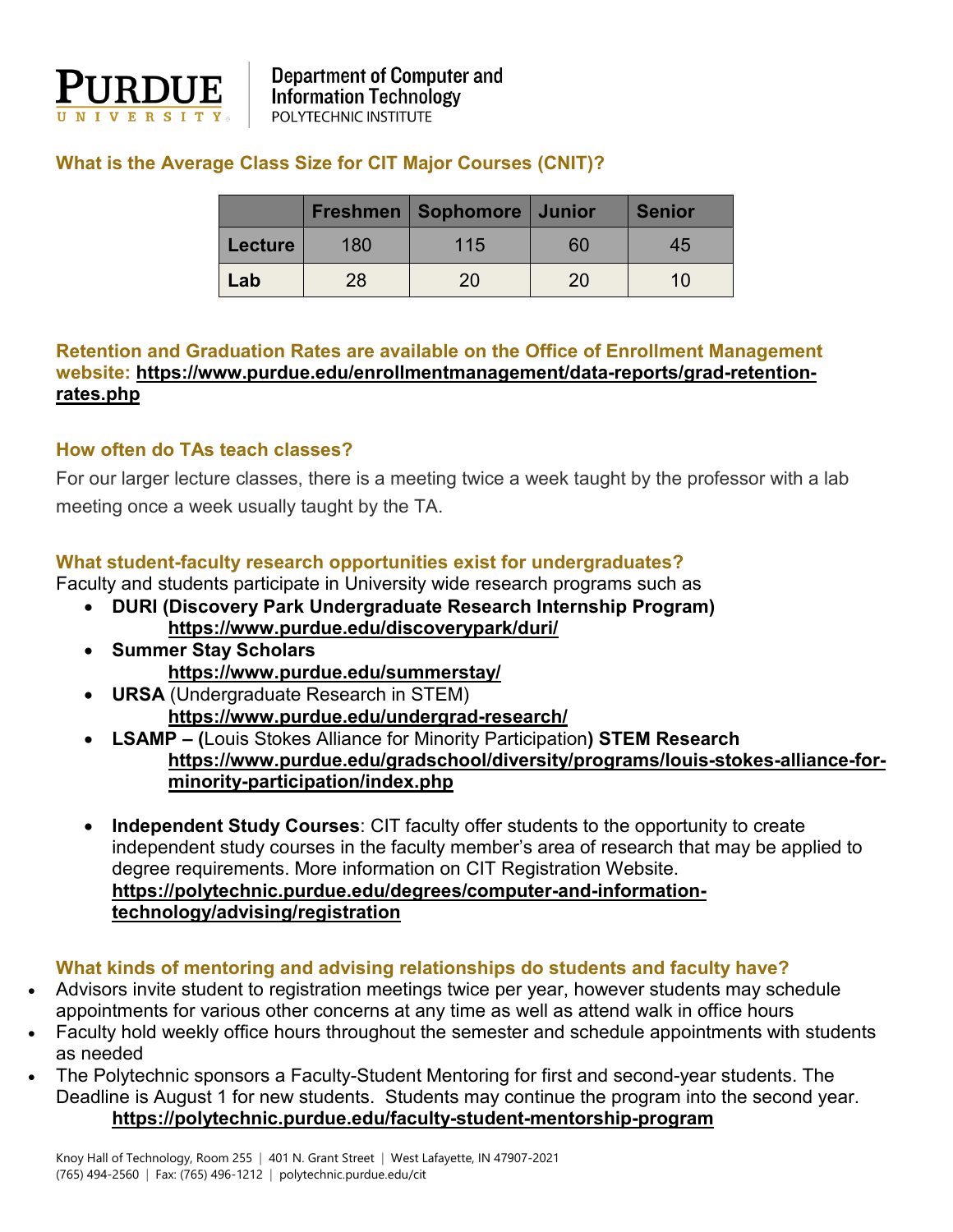## What is the Average Class Size for CIT Major Courses (CNIT)?

| | Freshmen | Sophomore | Junior | Senior |
|---|---|---|---|---|
| **Lecture** | 180 | 115 | 60 | 45 |
| **Lab** | 28 | 20 | 20 | 10 |

## Retention and Graduation Rates are available on the Office of Enrollment Management website: **https://www.purdue.edu/enrollmentmanagement/data-reports/grad-retention-rates.php**

## How often do TAs teach classes?

For our larger lecture classes, there is a meeting twice a week taught by the professor with a lab meeting once a week usually taught by the TA.

## What student-faculty research opportunities exist for undergraduates?

Faculty and students participate in University wide research programs such as

- **DURI (Discovery Park Undergraduate Research Internship Program)**
  **https://www.purdue.edu/discoverypark/duri/**
- **Summer Stay Scholars**
  **https://www.purdue.edu/summerstay/**
- **URSA** (Undergraduate Research in STEM)
  **https://www.purdue.edu/undergrad-research/**
- **LSAMP – (**Louis Stokes Alliance for Minority Participation**) STEM Research**
  **https://www.purdue.edu/gradschool/diversity/programs/louis-stokes-alliance-for-minority-participation/index.php**
- **Independent Study Courses**: CIT faculty offer students to the opportunity to create independent study courses in the faculty member's area of research that may be applied to degree requirements. More information on CIT Registration Website.
  **https://polytechnic.purdue.edu/degrees/computer-and-information-technology/advising/registration**

## What kinds of mentoring and advising relationships do students and faculty have?

- Advisors invite student to registration meetings twice per year, however students may schedule appointments for various other concerns at any time as well as attend walk in office hours
- Faculty hold weekly office hours throughout the semester and schedule appointments with students as needed
- The Polytechnic sponsors a Faculty-Student Mentoring for first and second-year students. The Deadline is August 1 for new students. Students may continue the program into the second year.
  **https://polytechnic.purdue.edu/faculty-student-mentorship-program**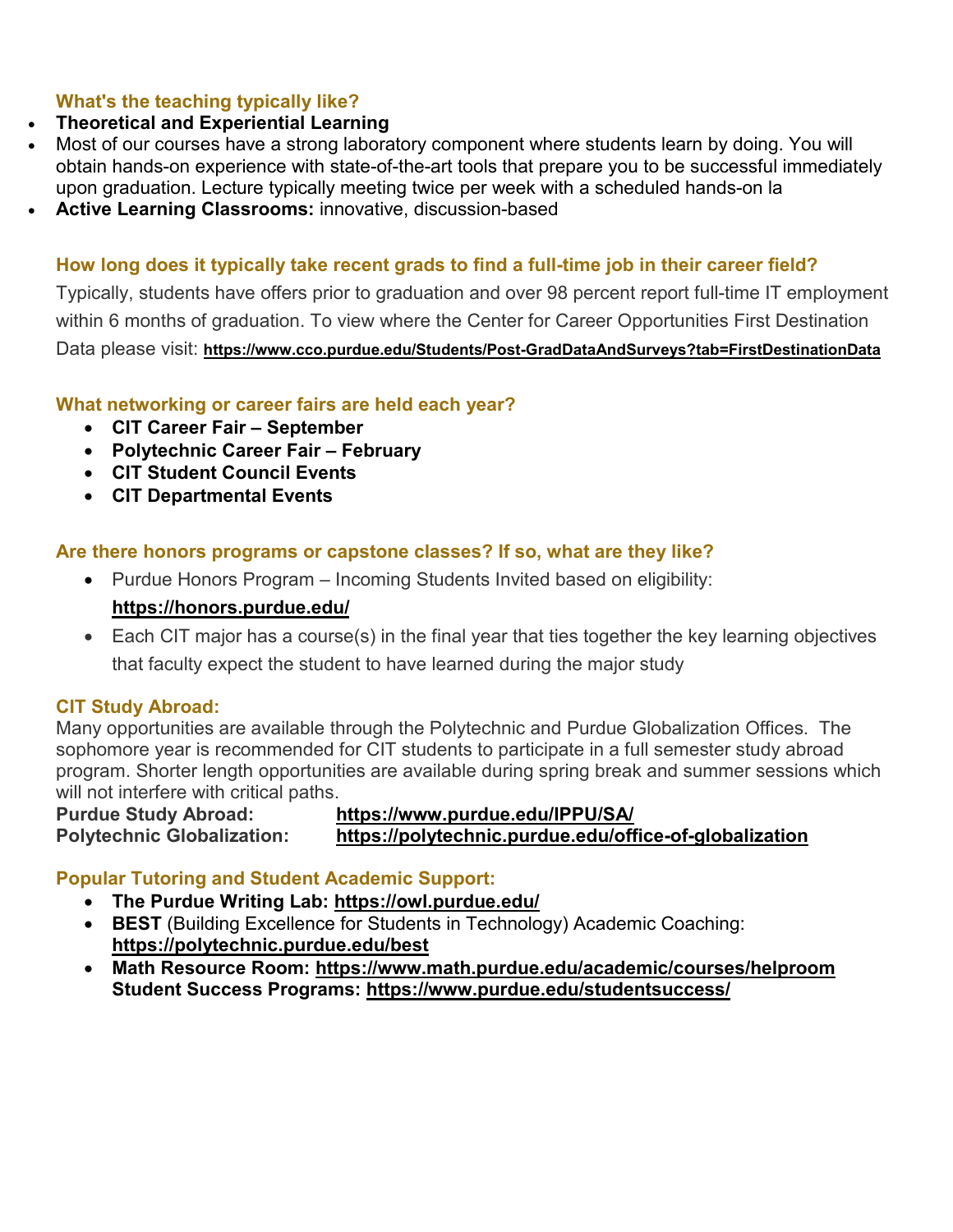### What's the teaching typically like?

- **Theoretical and Experiential Learning**
- Most of our courses have a strong laboratory component where students learn by doing. You will obtain hands-on experience with state-of-the-art tools that prepare you to be successful immediately upon graduation. Lecture typically meeting twice per week with a scheduled hands-on la
- **Active Learning Classrooms:** innovative, discussion-based

### How long does it typically take recent grads to find a full-time job in their career field?

Typically, students have offers prior to graduation and over 98 percent report full-time IT employment within 6 months of graduation. To view where the Center for Career Opportunities First Destination Data please visit: **https://www.cco.purdue.edu/Students/Post-GradDataAndSurveys?tab=FirstDestinationData**

### What networking or career fairs are held each year?

- **CIT Career Fair – September**
- **Polytechnic Career Fair – February**
- **CIT Student Council Events**
- **CIT Departmental Events**

### Are there honors programs or capstone classes? If so, what are they like?

- Purdue Honors Program – Incoming Students Invited based on eligibility: **https://honors.purdue.edu/**
- Each CIT major has a course(s) in the final year that ties together the key learning objectives that faculty expect the student to have learned during the major study

### CIT Study Abroad:

Many opportunities are available through the Polytechnic and Purdue Globalization Offices. The sophomore year is recommended for CIT students to participate in a full semester study abroad program. Shorter length opportunities are available during spring break and summer sessions which will not interfere with critical paths.

**Purdue Study Abroad:** **https://www.purdue.edu/IPPU/SA/**
**Polytechnic Globalization:** **https://polytechnic.purdue.edu/office-of-globalization**

### Popular Tutoring and Student Academic Support:

- **The Purdue Writing Lab: https://owl.purdue.edu/**
- **BEST** (Building Excellence for Students in Technology) Academic Coaching: **https://polytechnic.purdue.edu/best**
- **Math Resource Room: https://www.math.purdue.edu/academic/courses/helproom**
  **Student Success Programs: https://www.purdue.edu/studentsuccess/**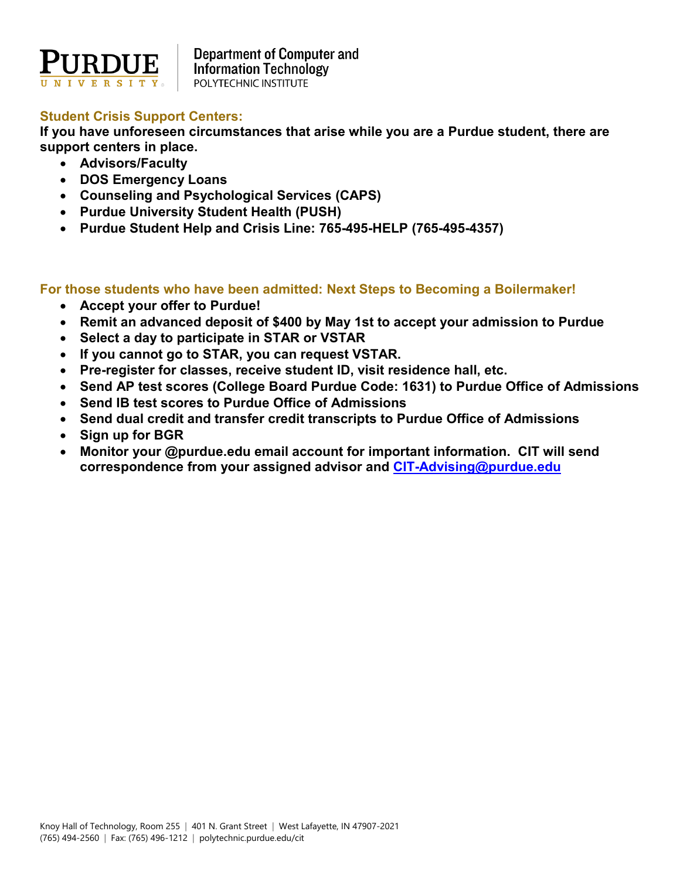## Student Crisis Support Centers:

**If you have unforeseen circumstances that arise while you are a Purdue student, there are support centers in place.**

- **Advisors/Faculty**
- **DOS Emergency Loans**
- **Counseling and Psychological Services (CAPS)**
- **Purdue University Student Health (PUSH)**
- **Purdue Student Help and Crisis Line: 765-495-HELP (765-495-4357)**

## For those students who have been admitted: Next Steps to Becoming a Boilermaker!

- **Accept your offer to Purdue!**
- **Remit an advanced deposit of $400 by May 1st to accept your admission to Purdue**
- **Select a day to participate in STAR or VSTAR**
- **If you cannot go to STAR, you can request VSTAR.**
- **Pre-register for classes, receive student ID, visit residence hall, etc.**
- **Send AP test scores (College Board Purdue Code: 1631) to Purdue Office of Admissions**
- **Send IB test scores to Purdue Office of Admissions**
- **Send dual credit and transfer credit transcripts to Purdue Office of Admissions**
- **Sign up for BGR**
- **Monitor your @purdue.edu email account for important information. CIT will send correspondence from your assigned advisor and [CIT-Advising@purdue.edu](mailto:CIT-Advising@purdue.edu)**